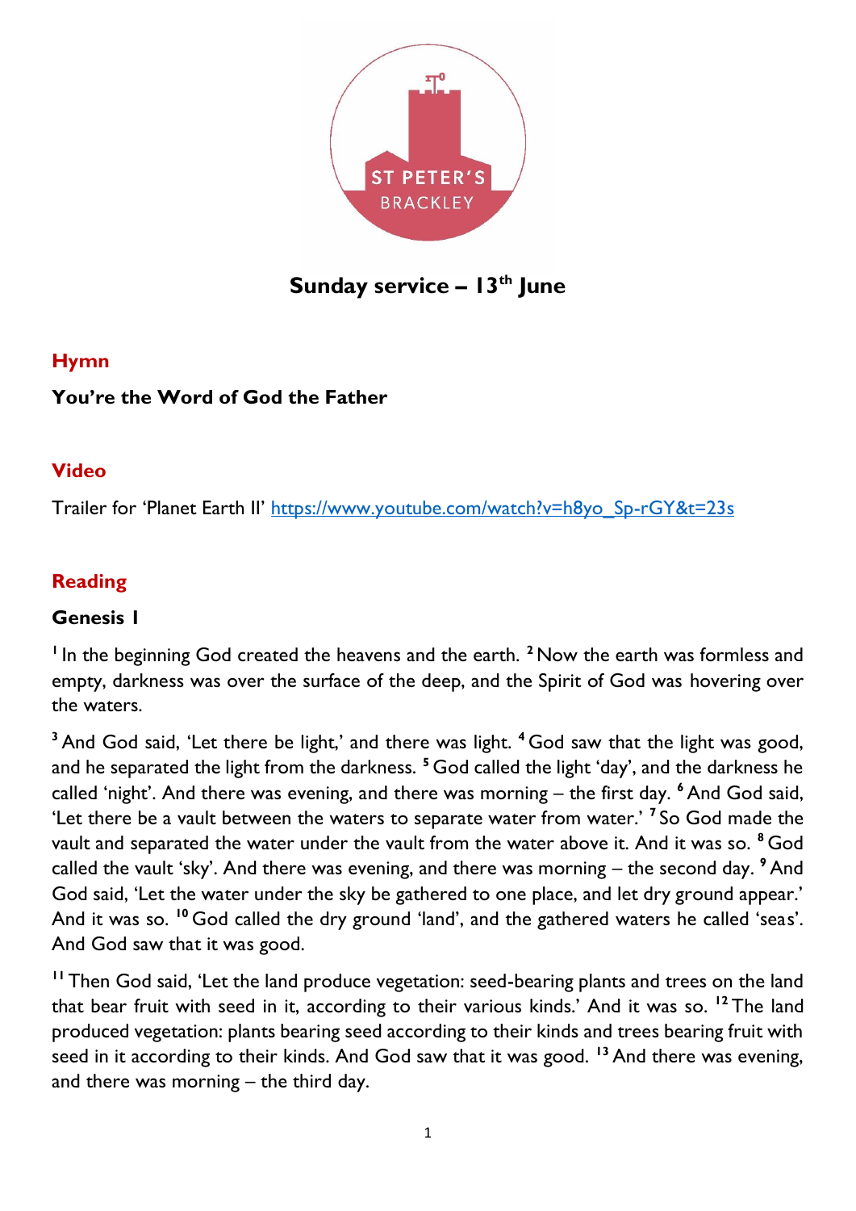ST PETER'S BRACKLEY

# Sunday service – 13th June

## Hymn

**You're the Word of God the Father**

## Video

Trailer for 'Planet Earth II' [https://www.youtube.com/watch?v=h8yo_Sp-rGY&t=23s](https://www.youtube.com/watch?v=h8yo_Sp-rGY&t=23s)

## Reading

### Genesis 1

[1] In the beginning God created the heavens and the earth. [2] Now the earth was formless and empty, darkness was over the surface of the deep, and the Spirit of God was hovering over the waters.

[3] And God said, 'Let there be light,' and there was light. [4] God saw that the light was good, and he separated the light from the darkness. [5] God called the light 'day', and the darkness he called 'night'. And there was evening, and there was morning – the first day. [6] And God said, 'Let there be a vault between the waters to separate water from water.' [7] So God made the vault and separated the water under the vault from the water above it. And it was so. [8] God called the vault 'sky'. And there was evening, and there was morning – the second day. [9] And God said, 'Let the water under the sky be gathered to one place, and let dry ground appear.' And it was so. [10] God called the dry ground 'land', and the gathered waters he called 'seas'. And God saw that it was good.

[11] Then God said, 'Let the land produce vegetation: seed-bearing plants and trees on the land that bear fruit with seed in it, according to their various kinds.' And it was so. [12] The land produced vegetation: plants bearing seed according to their kinds and trees bearing fruit with seed in it according to their kinds. And God saw that it was good. [13] And there was evening, and there was morning – the third day.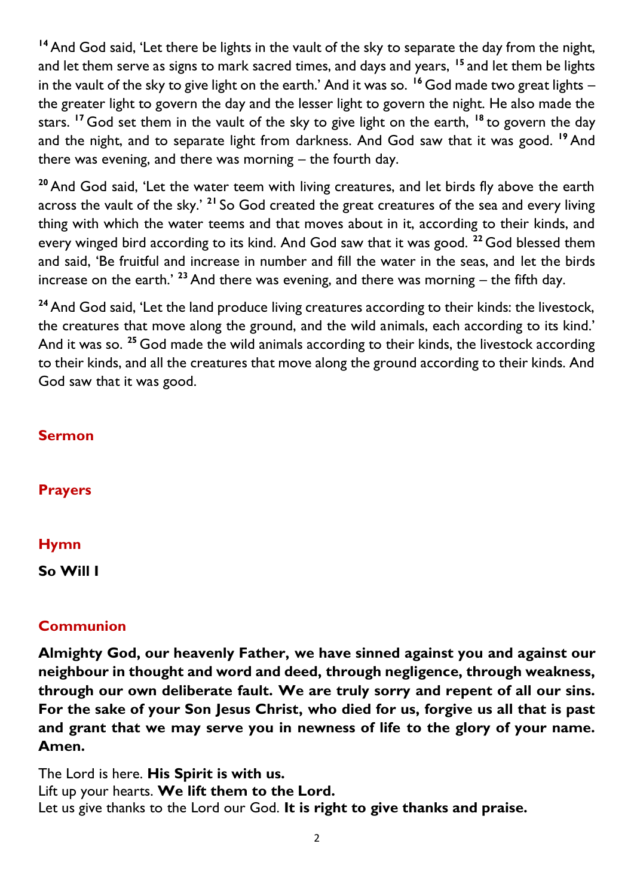[14] And God said, 'Let there be lights in the vault of the sky to separate the day from the night, and let them serve as signs to mark sacred times, and days and years, [15] and let them be lights in the vault of the sky to give light on the earth.' And it was so. [16] God made two great lights – the greater light to govern the day and the lesser light to govern the night. He also made the stars. [17] God set them in the vault of the sky to give light on the earth, [18] to govern the day and the night, and to separate light from darkness. And God saw that it was good. [19] And there was evening, and there was morning – the fourth day.

[20] And God said, 'Let the water teem with living creatures, and let birds fly above the earth across the vault of the sky.' [21] So God created the great creatures of the sea and every living thing with which the water teems and that moves about in it, according to their kinds, and every winged bird according to its kind. And God saw that it was good. [22] God blessed them and said, 'Be fruitful and increase in number and fill the water in the seas, and let the birds increase on the earth.' [23] And there was evening, and there was morning – the fifth day.

[24] And God said, 'Let the land produce living creatures according to their kinds: the livestock, the creatures that move along the ground, and the wild animals, each according to its kind.' And it was so. [25] God made the wild animals according to their kinds, the livestock according to their kinds, and all the creatures that move along the ground according to their kinds. And God saw that it was good.

## Sermon

## Prayers

## Hymn

**So Will I**

## Communion

**Almighty God, our heavenly Father, we have sinned against you and against our neighbour in thought and word and deed, through negligence, through weakness, through our own deliberate fault. We are truly sorry and repent of all our sins. For the sake of your Son Jesus Christ, who died for us, forgive us all that is past and grant that we may serve you in newness of life to the glory of your name. Amen.**

The Lord is here. **His Spirit is with us.**
Lift up your hearts. **We lift them to the Lord.**
Let us give thanks to the Lord our God. **It is right to give thanks and praise.**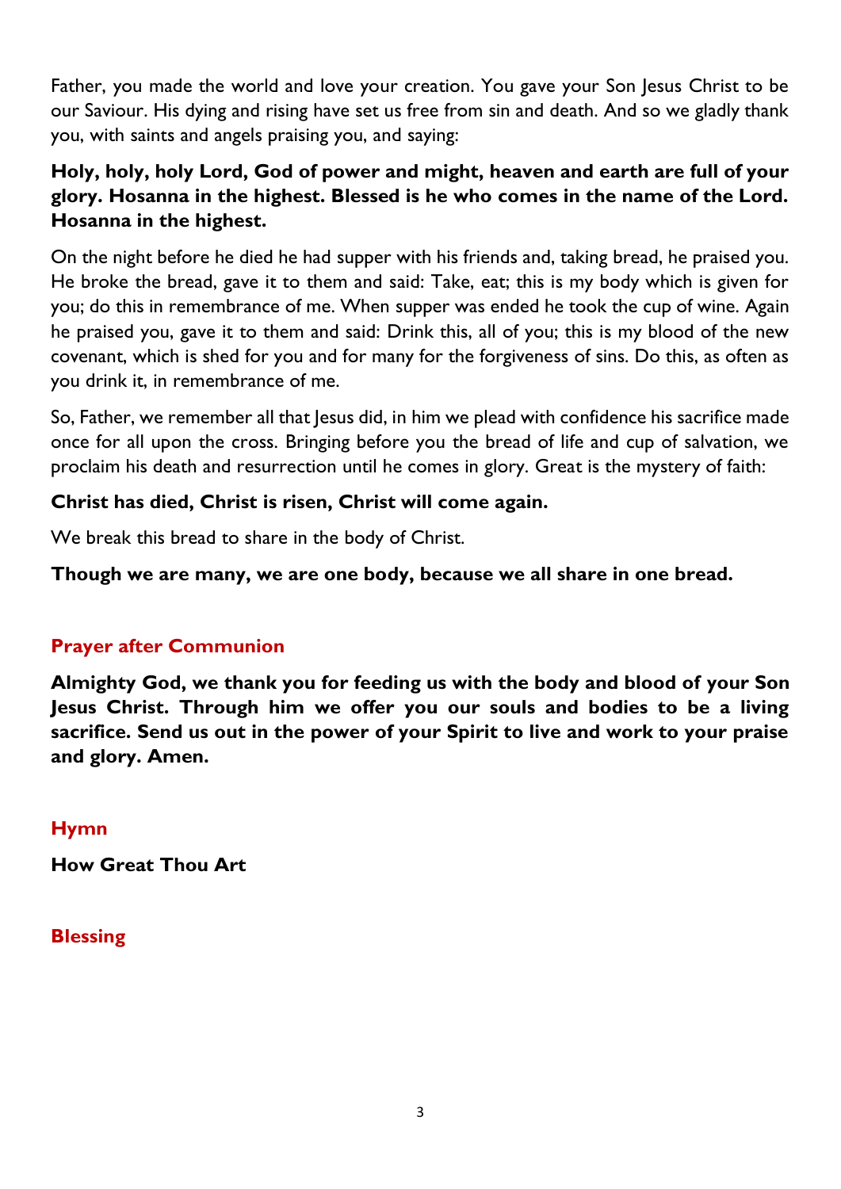Father, you made the world and love your creation. You gave your Son Jesus Christ to be our Saviour. His dying and rising have set us free from sin and death. And so we gladly thank you, with saints and angels praising you, and saying:

**Holy, holy, holy Lord, God of power and might, heaven and earth are full of your glory. Hosanna in the highest. Blessed is he who comes in the name of the Lord. Hosanna in the highest.**

On the night before he died he had supper with his friends and, taking bread, he praised you. He broke the bread, gave it to them and said: Take, eat; this is my body which is given for you; do this in remembrance of me. When supper was ended he took the cup of wine. Again he praised you, gave it to them and said: Drink this, all of you; this is my blood of the new covenant, which is shed for you and for many for the forgiveness of sins. Do this, as often as you drink it, in remembrance of me.

So, Father, we remember all that Jesus did, in him we plead with confidence his sacrifice made once for all upon the cross. Bringing before you the bread of life and cup of salvation, we proclaim his death and resurrection until he comes in glory. Great is the mystery of faith:

**Christ has died, Christ is risen, Christ will come again.**

We break this bread to share in the body of Christ.

**Though we are many, we are one body, because we all share in one bread.**

## Prayer after Communion

**Almighty God, we thank you for feeding us with the body and blood of your Son Jesus Christ. Through him we offer you our souls and bodies to be a living sacrifice. Send us out in the power of your Spirit to live and work to your praise and glory. Amen.**

## Hymn

**How Great Thou Art**

## Blessing